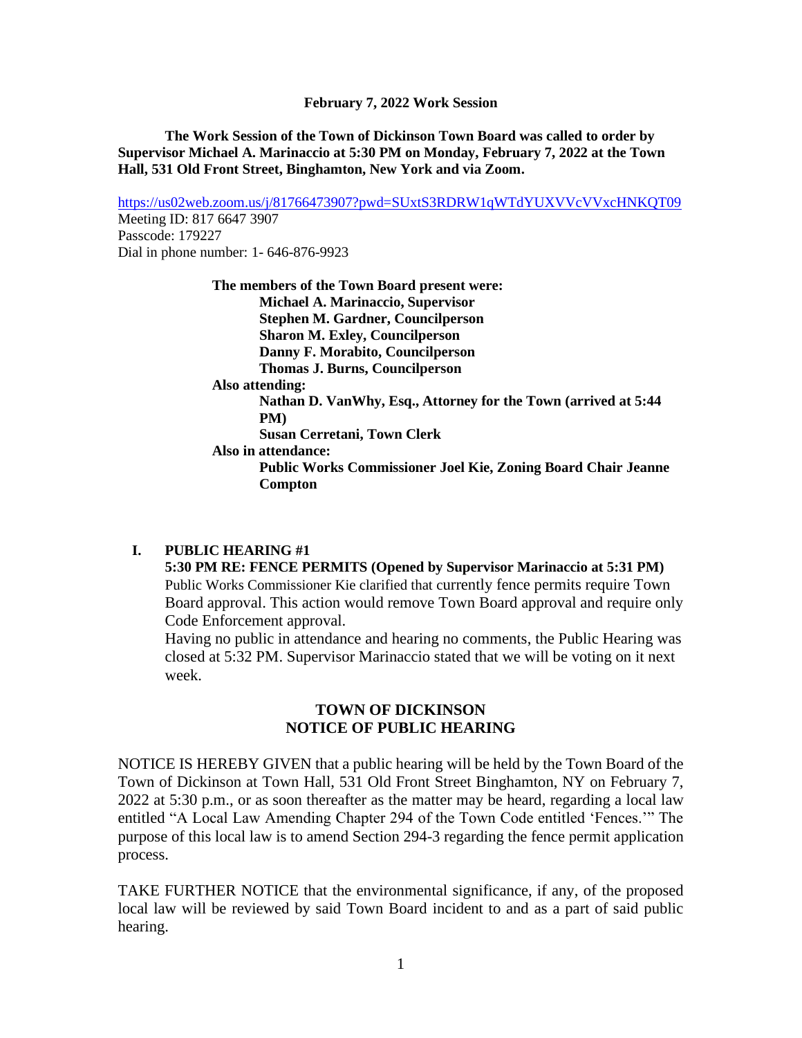**February 7, 2022 Work Session**

**The Work Session of the Town of Dickinson Town Board was called to order by Supervisor Michael A. Marinaccio at 5:30 PM on Monday, February 7, 2022 at the Town Hall, 531 Old Front Street, Binghamton, New York and via Zoom.**

https://us02web.zoom.us/j/81766473907?pwd=SUxtS3RDRW1qWTdYUXVVcVVxcHNKQT09
Meeting ID: 817 6647 3907
Passcode: 179227
Dial in phone number: 1- 646-876-9923

**The members of the Town Board present were:**
- **Michael A. Marinaccio, Supervisor**
- **Stephen M. Gardner, Councilperson**
- **Sharon M. Exley, Councilperson**
- **Danny F. Morabito, Councilperson**
- **Thomas J. Burns, Councilperson**

**Also attending:**
- **Nathan D. VanWhy, Esq., Attorney for the Town (arrived at 5:44 PM)**
- **Susan Cerretani, Town Clerk**

**Also in attendance:**
- **Public Works Commissioner Joel Kie, Zoning Board Chair Jeanne Compton**

## I. PUBLIC HEARING #1

**5:30 PM RE: FENCE PERMITS (Opened by Supervisor Marinaccio at 5:31 PM)**

Public Works Commissioner Kie clarified that currently fence permits require Town Board approval. This action would remove Town Board approval and require only Code Enforcement approval.

Having no public in attendance and hearing no comments, the Public Hearing was closed at 5:32 PM. Supervisor Marinaccio stated that we will be voting on it next week.

**TOWN OF DICKINSON**
**NOTICE OF PUBLIC HEARING**

NOTICE IS HEREBY GIVEN that a public hearing will be held by the Town Board of the Town of Dickinson at Town Hall, 531 Old Front Street Binghamton, NY on February 7, 2022 at 5:30 p.m., or as soon thereafter as the matter may be heard, regarding a local law entitled "A Local Law Amending Chapter 294 of the Town Code entitled 'Fences.'" The purpose of this local law is to amend Section 294-3 regarding the fence permit application process.

TAKE FURTHER NOTICE that the environmental significance, if any, of the proposed local law will be reviewed by said Town Board incident to and as a part of said public hearing.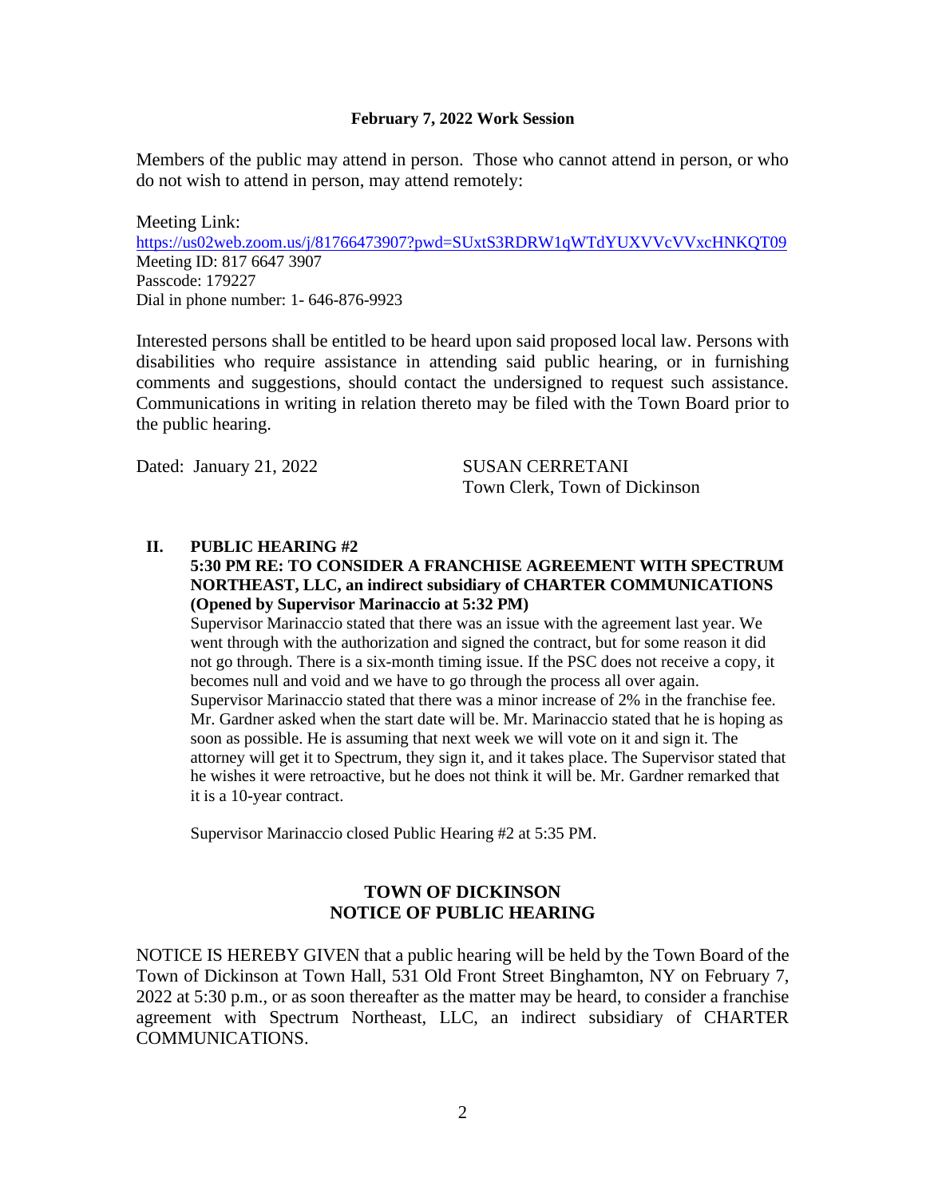**February 7, 2022 Work Session**

Members of the public may attend in person. Those who cannot attend in person, or who do not wish to attend in person, may attend remotely:

Meeting Link:
https://us02web.zoom.us/j/81766473907?pwd=SUxtS3RDRW1qWTdYUXVVcVVxcHNKQT09
Meeting ID: 817 6647 3907
Passcode: 179227
Dial in phone number: 1- 646-876-9923

Interested persons shall be entitled to be heard upon said proposed local law. Persons with disabilities who require assistance in attending said public hearing, or in furnishing comments and suggestions, should contact the undersigned to request such assistance. Communications in writing in relation thereto may be filed with the Town Board prior to the public hearing.

Dated: January 21, 2022

SUSAN CERRETANI
Town Clerk, Town of Dickinson

**II. PUBLIC HEARING #2**
**5:30 PM RE: TO CONSIDER A FRANCHISE AGREEMENT WITH SPECTRUM NORTHEAST, LLC, an indirect subsidiary of CHARTER COMMUNICATIONS (Opened by Supervisor Marinaccio at 5:32 PM)**

Supervisor Marinaccio stated that there was an issue with the agreement last year. We went through with the authorization and signed the contract, but for some reason it did not go through. There is a six-month timing issue. If the PSC does not receive a copy, it becomes null and void and we have to go through the process all over again. Supervisor Marinaccio stated that there was a minor increase of 2% in the franchise fee. Mr. Gardner asked when the start date will be. Mr. Marinaccio stated that he is hoping as soon as possible. He is assuming that next week we will vote on it and sign it. The attorney will get it to Spectrum, they sign it, and it takes place. The Supervisor stated that he wishes it were retroactive, but he does not think it will be. Mr. Gardner remarked that it is a 10-year contract.

Supervisor Marinaccio closed Public Hearing #2 at 5:35 PM.

## TOWN OF DICKINSON
## NOTICE OF PUBLIC HEARING

NOTICE IS HEREBY GIVEN that a public hearing will be held by the Town Board of the Town of Dickinson at Town Hall, 531 Old Front Street Binghamton, NY on February 7, 2022 at 5:30 p.m., or as soon thereafter as the matter may be heard, to consider a franchise agreement with Spectrum Northeast, LLC, an indirect subsidiary of CHARTER COMMUNICATIONS.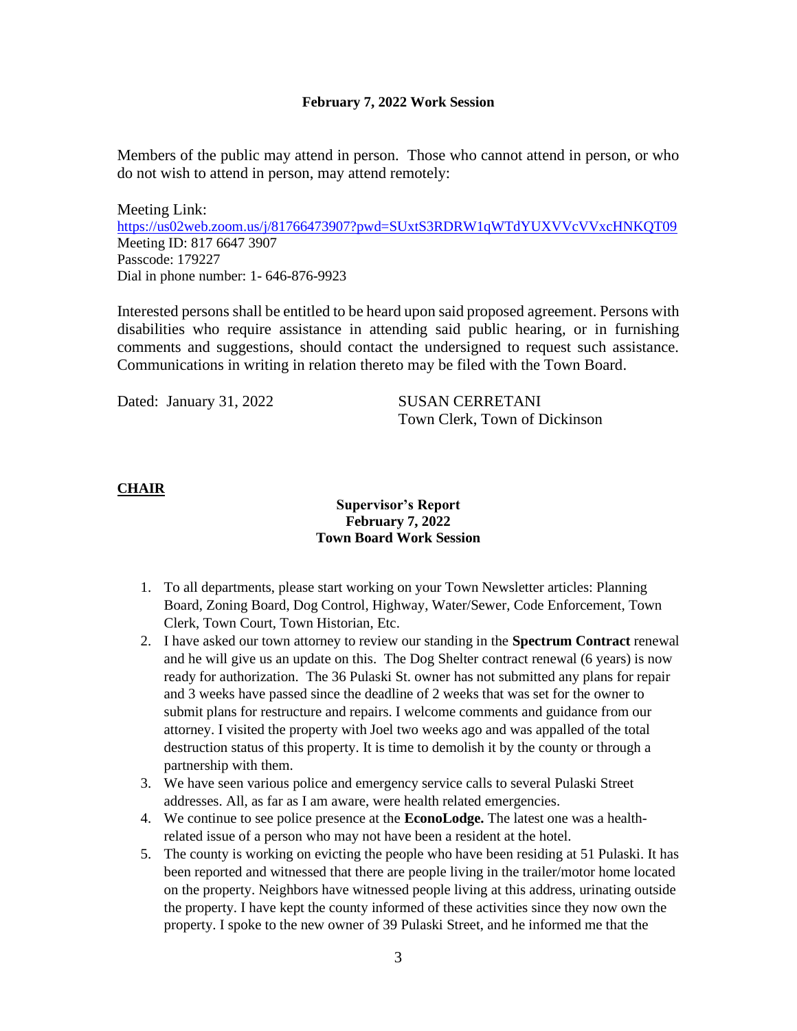**February 7, 2022 Work Session**

Members of the public may attend in person. Those who cannot attend in person, or who do not wish to attend in person, may attend remotely:

Meeting Link:
https://us02web.zoom.us/j/81766473907?pwd=SUxtS3RDRW1qWTdYUXVVcVVxcHNKQT09
Meeting ID: 817 6647 3907
Passcode: 179227
Dial in phone number: 1- 646-876-9923

Interested persons shall be entitled to be heard upon said proposed agreement. Persons with disabilities who require assistance in attending said public hearing, or in furnishing comments and suggestions, should contact the undersigned to request such assistance. Communications in writing in relation thereto may be filed with the Town Board.

Dated: January 31, 2022

SUSAN CERRETANI
Town Clerk, Town of Dickinson

**CHAIR**

**Supervisor's Report**
**February 7, 2022**
**Town Board Work Session**

1. To all departments, please start working on your Town Newsletter articles: Planning Board, Zoning Board, Dog Control, Highway, Water/Sewer, Code Enforcement, Town Clerk, Town Court, Town Historian, Etc.
2. I have asked our town attorney to review our standing in the **Spectrum Contract** renewal and he will give us an update on this. The Dog Shelter contract renewal (6 years) is now ready for authorization. The 36 Pulaski St. owner has not submitted any plans for repair and 3 weeks have passed since the deadline of 2 weeks that was set for the owner to submit plans for restructure and repairs. I welcome comments and guidance from our attorney. I visited the property with Joel two weeks ago and was appalled of the total destruction status of this property. It is time to demolish it by the county or through a partnership with them.
3. We have seen various police and emergency service calls to several Pulaski Street addresses. All, as far as I am aware, were health related emergencies.
4. We continue to see police presence at the **EconoLodge.** The latest one was a health-related issue of a person who may not have been a resident at the hotel.
5. The county is working on evicting the people who have been residing at 51 Pulaski. It has been reported and witnessed that there are people living in the trailer/motor home located on the property. Neighbors have witnessed people living at this address, urinating outside the property. I have kept the county informed of these activities since they now own the property. I spoke to the new owner of 39 Pulaski Street, and he informed me that the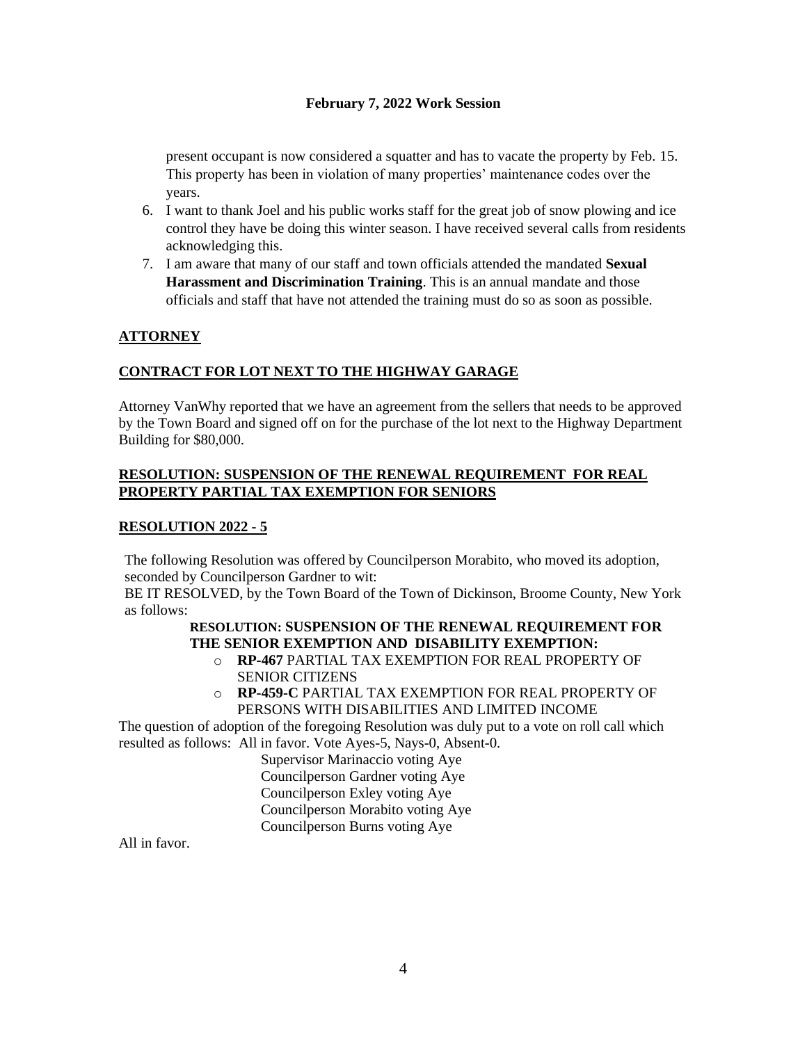present occupant is now considered a squatter and has to vacate the property by Feb. 15. This property has been in violation of many properties' maintenance codes over the years.

6. I want to thank Joel and his public works staff for the great job of snow plowing and ice control they have be doing this winter season. I have received several calls from residents acknowledging this.
7. I am aware that many of our staff and town officials attended the mandated **Sexual Harassment and Discrimination Training**. This is an annual mandate and those officials and staff that have not attended the training must do so as soon as possible.

## ATTORNEY

## CONTRACT FOR LOT NEXT TO THE HIGHWAY GARAGE

Attorney VanWhy reported that we have an agreement from the sellers that needs to be approved by the Town Board and signed off on for the purchase of the lot next to the Highway Department Building for $80,000.

## RESOLUTION: SUSPENSION OF THE RENEWAL REQUIREMENT FOR REAL PROPERTY PARTIAL TAX EXEMPTION FOR SENIORS

## RESOLUTION 2022 - 5

The following Resolution was offered by Councilperson Morabito, who moved its adoption, seconded by Councilperson Gardner to wit:

BE IT RESOLVED, by the Town Board of the Town of Dickinson, Broome County, New York as follows:

**RESOLUTION: SUSPENSION OF THE RENEWAL REQUIREMENT FOR THE SENIOR EXEMPTION AND DISABILITY EXEMPTION:**

- **RP-467** PARTIAL TAX EXEMPTION FOR REAL PROPERTY OF SENIOR CITIZENS
- **RP-459-C** PARTIAL TAX EXEMPTION FOR REAL PROPERTY OF PERSONS WITH DISABILITIES AND LIMITED INCOME

The question of adoption of the foregoing Resolution was duly put to a vote on roll call which resulted as follows: All in favor. Vote Ayes-5, Nays-0, Absent-0.

Supervisor Marinaccio voting Aye
Councilperson Gardner voting Aye
Councilperson Exley voting Aye
Councilperson Morabito voting Aye
Councilperson Burns voting Aye

All in favor.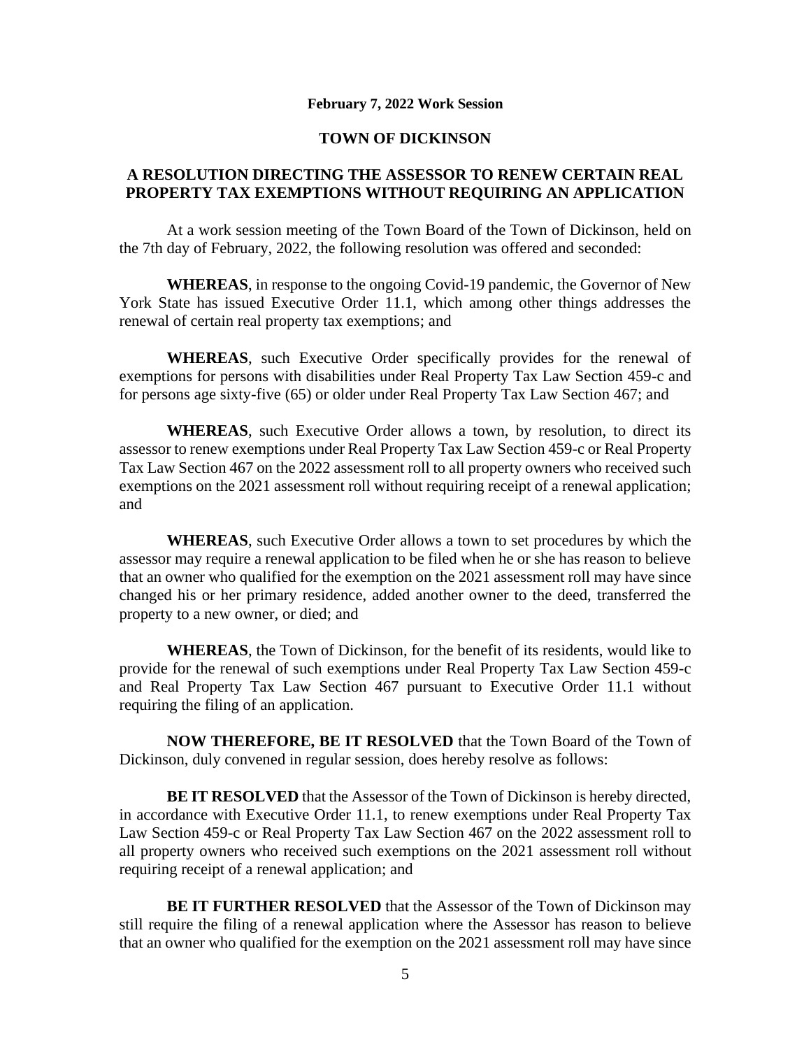**February 7, 2022 Work Session**

**TOWN OF DICKINSON**

## A RESOLUTION DIRECTING THE ASSESSOR TO RENEW CERTAIN REAL PROPERTY TAX EXEMPTIONS WITHOUT REQUIRING AN APPLICATION

At a work session meeting of the Town Board of the Town of Dickinson, held on the 7th day of February, 2022, the following resolution was offered and seconded:

**WHEREAS**, in response to the ongoing Covid-19 pandemic, the Governor of New York State has issued Executive Order 11.1, which among other things addresses the renewal of certain real property tax exemptions; and

**WHEREAS**, such Executive Order specifically provides for the renewal of exemptions for persons with disabilities under Real Property Tax Law Section 459-c and for persons age sixty-five (65) or older under Real Property Tax Law Section 467; and

**WHEREAS**, such Executive Order allows a town, by resolution, to direct its assessor to renew exemptions under Real Property Tax Law Section 459-c or Real Property Tax Law Section 467 on the 2022 assessment roll to all property owners who received such exemptions on the 2021 assessment roll without requiring receipt of a renewal application; and

**WHEREAS**, such Executive Order allows a town to set procedures by which the assessor may require a renewal application to be filed when he or she has reason to believe that an owner who qualified for the exemption on the 2021 assessment roll may have since changed his or her primary residence, added another owner to the deed, transferred the property to a new owner, or died; and

**WHEREAS**, the Town of Dickinson, for the benefit of its residents, would like to provide for the renewal of such exemptions under Real Property Tax Law Section 459-c and Real Property Tax Law Section 467 pursuant to Executive Order 11.1 without requiring the filing of an application.

**NOW THEREFORE, BE IT RESOLVED** that the Town Board of the Town of Dickinson, duly convened in regular session, does hereby resolve as follows:

**BE IT RESOLVED** that the Assessor of the Town of Dickinson is hereby directed, in accordance with Executive Order 11.1, to renew exemptions under Real Property Tax Law Section 459-c or Real Property Tax Law Section 467 on the 2022 assessment roll to all property owners who received such exemptions on the 2021 assessment roll without requiring receipt of a renewal application; and

**BE IT FURTHER RESOLVED** that the Assessor of the Town of Dickinson may still require the filing of a renewal application where the Assessor has reason to believe that an owner who qualified for the exemption on the 2021 assessment roll may have since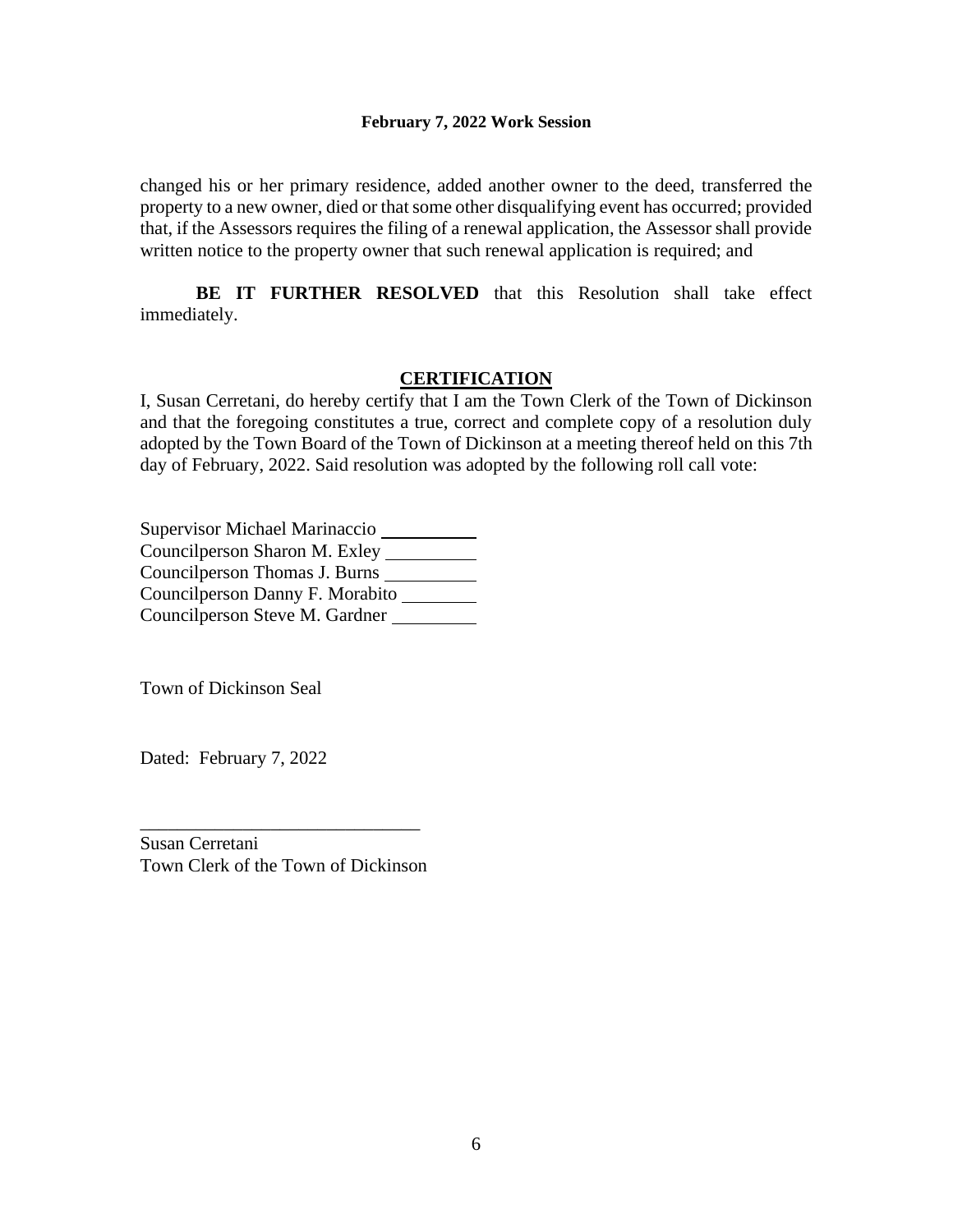changed his or her primary residence, added another owner to the deed, transferred the property to a new owner, died or that some other disqualifying event has occurred; provided that, if the Assessors requires the filing of a renewal application, the Assessor shall provide written notice to the property owner that such renewal application is required; and

**BE IT FURTHER RESOLVED** that this Resolution shall take effect immediately.

## CERTIFICATION

I, Susan Cerretani, do hereby certify that I am the Town Clerk of the Town of Dickinson and that the foregoing constitutes a true, correct and complete copy of a resolution duly adopted by the Town Board of the Town of Dickinson at a meeting thereof held on this 7th day of February, 2022. Said resolution was adopted by the following roll call vote:

Supervisor Michael Marinaccio __________
Councilperson Sharon M. Exley __________
Councilperson Thomas J. Burns __________
Councilperson Danny F. Morabito ________
Councilperson Steve M. Gardner _________

Town of Dickinson Seal

Dated: February 7, 2022

______________________________
Susan Cerretani
Town Clerk of the Town of Dickinson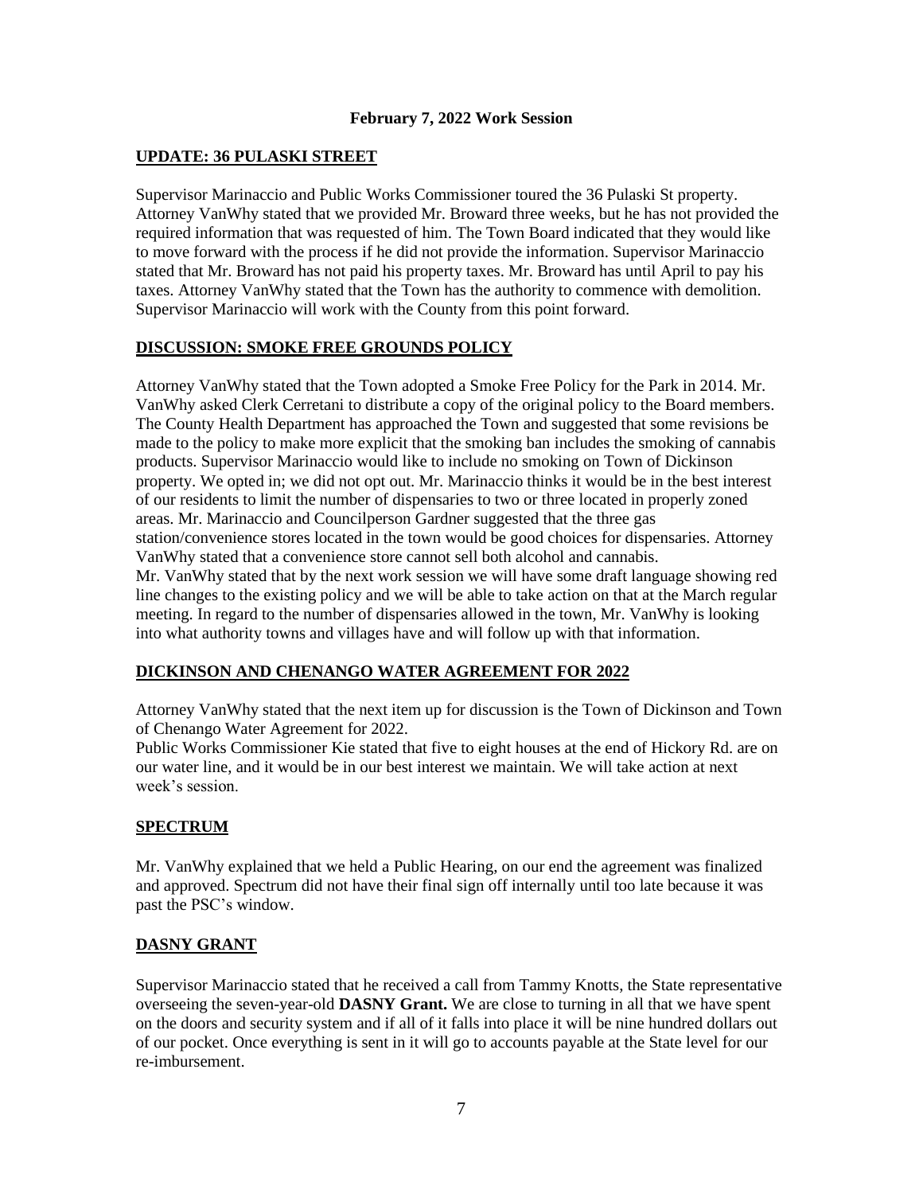**February 7, 2022 Work Session**

**UPDATE: 36 PULASKI STREET**

Supervisor Marinaccio and Public Works Commissioner toured the 36 Pulaski St property. Attorney VanWhy stated that we provided Mr. Broward three weeks, but he has not provided the required information that was requested of him. The Town Board indicated that they would like to move forward with the process if he did not provide the information. Supervisor Marinaccio stated that Mr. Broward has not paid his property taxes. Mr. Broward has until April to pay his taxes. Attorney VanWhy stated that the Town has the authority to commence with demolition. Supervisor Marinaccio will work with the County from this point forward.

**DISCUSSION: SMOKE FREE GROUNDS POLICY**

Attorney VanWhy stated that the Town adopted a Smoke Free Policy for the Park in 2014. Mr. VanWhy asked Clerk Cerretani to distribute a copy of the original policy to the Board members. The County Health Department has approached the Town and suggested that some revisions be made to the policy to make more explicit that the smoking ban includes the smoking of cannabis products. Supervisor Marinaccio would like to include no smoking on Town of Dickinson property. We opted in; we did not opt out. Mr. Marinaccio thinks it would be in the best interest of our residents to limit the number of dispensaries to two or three located in properly zoned areas. Mr. Marinaccio and Councilperson Gardner suggested that the three gas station/convenience stores located in the town would be good choices for dispensaries. Attorney VanWhy stated that a convenience store cannot sell both alcohol and cannabis.
Mr. VanWhy stated that by the next work session we will have some draft language showing red line changes to the existing policy and we will be able to take action on that at the March regular meeting. In regard to the number of dispensaries allowed in the town, Mr. VanWhy is looking into what authority towns and villages have and will follow up with that information.

**DICKINSON AND CHENANGO WATER AGREEMENT FOR 2022**

Attorney VanWhy stated that the next item up for discussion is the Town of Dickinson and Town of Chenango Water Agreement for 2022.
Public Works Commissioner Kie stated that five to eight houses at the end of Hickory Rd. are on our water line, and it would be in our best interest we maintain. We will take action at next week's session.

**SPECTRUM**

Mr. VanWhy explained that we held a Public Hearing, on our end the agreement was finalized and approved. Spectrum did not have their final sign off internally until too late because it was past the PSC's window.

**DASNY GRANT**

Supervisor Marinaccio stated that he received a call from Tammy Knotts, the State representative overseeing the seven-year-old **DASNY Grant.** We are close to turning in all that we have spent on the doors and security system and if all of it falls into place it will be nine hundred dollars out of our pocket. Once everything is sent in it will go to accounts payable at the State level for our re-imbursement.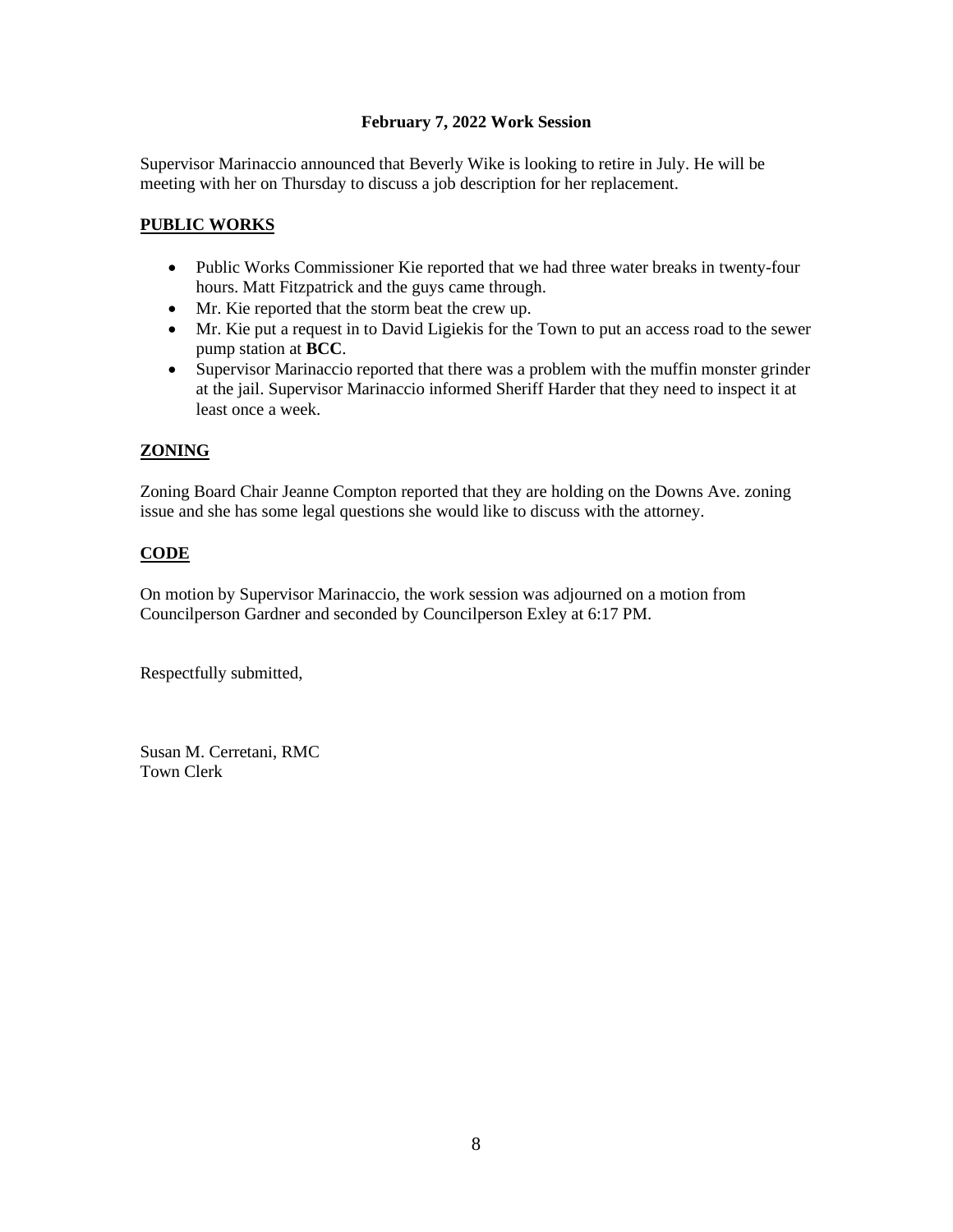**February 7, 2022 Work Session**

Supervisor Marinaccio announced that Beverly Wike is looking to retire in July. He will be meeting with her on Thursday to discuss a job description for her replacement.

## PUBLIC WORKS

- Public Works Commissioner Kie reported that we had three water breaks in twenty-four hours. Matt Fitzpatrick and the guys came through.
- Mr. Kie reported that the storm beat the crew up.
- Mr. Kie put a request in to David Ligiekis for the Town to put an access road to the sewer pump station at **BCC**.
- Supervisor Marinaccio reported that there was a problem with the muffin monster grinder at the jail. Supervisor Marinaccio informed Sheriff Harder that they need to inspect it at least once a week.

## ZONING

Zoning Board Chair Jeanne Compton reported that they are holding on the Downs Ave. zoning issue and she has some legal questions she would like to discuss with the attorney.

## CODE

On motion by Supervisor Marinaccio, the work session was adjourned on a motion from Councilperson Gardner and seconded by Councilperson Exley at 6:17 PM.

Respectfully submitted,

Susan M. Cerretani, RMC
Town Clerk